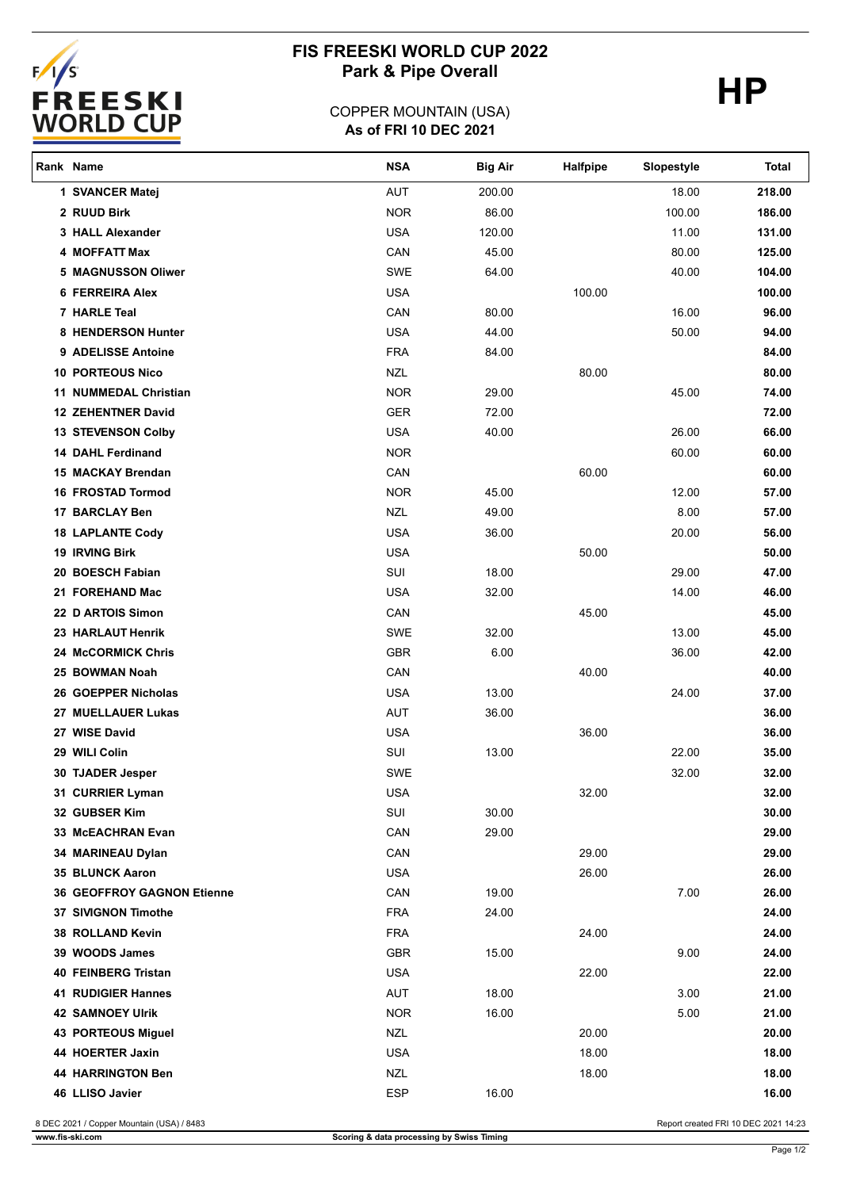# FIS FREESKI WORLD CUP 2022
## Park & Pipe Overall

**HP**

COPPER MOUNTAIN (USA)
**As of FRI 10 DEC 2021**

| Rank | Name | NSA | Big Air | Halfpipe | Slopestyle | Total |
|---|---|---|---|---|---|---|
| 1 | SVANCER Matej | AUT | 200.00 | | 18.00 | 218.00 |
| 2 | RUUD Birk | NOR | 86.00 | | 100.00 | 186.00 |
| 3 | HALL Alexander | USA | 120.00 | | 11.00 | 131.00 |
| 4 | MOFFATT Max | CAN | 45.00 | | 80.00 | 125.00 |
| 5 | MAGNUSSON Oliwer | SWE | 64.00 | | 40.00 | 104.00 |
| 6 | FERREIRA Alex | USA | | 100.00 | | 100.00 |
| 7 | HARLE Teal | CAN | 80.00 | | 16.00 | 96.00 |
| 8 | HENDERSON Hunter | USA | 44.00 | | 50.00 | 94.00 |
| 9 | ADELISSE Antoine | FRA | 84.00 | | | 84.00 |
| 10 | PORTEOUS Nico | NZL | | 80.00 | | 80.00 |
| 11 | NUMMEDAL Christian | NOR | 29.00 | | 45.00 | 74.00 |
| 12 | ZEHENTNER David | GER | 72.00 | | | 72.00 |
| 13 | STEVENSON Colby | USA | 40.00 | | 26.00 | 66.00 |
| 14 | DAHL Ferdinand | NOR | | | 60.00 | 60.00 |
| 15 | MACKAY Brendan | CAN | | 60.00 | | 60.00 |
| 16 | FROSTAD Tormod | NOR | 45.00 | | 12.00 | 57.00 |
| 17 | BARCLAY Ben | NZL | 49.00 | | 8.00 | 57.00 |
| 18 | LAPLANTE Cody | USA | 36.00 | | 20.00 | 56.00 |
| 19 | IRVING Birk | USA | | 50.00 | | 50.00 |
| 20 | BOESCH Fabian | SUI | 18.00 | | 29.00 | 47.00 |
| 21 | FOREHAND Mac | USA | 32.00 | | 14.00 | 46.00 |
| 22 | D ARTOIS Simon | CAN | | 45.00 | | 45.00 |
| 23 | HARLAUT Henrik | SWE | 32.00 | | 13.00 | 45.00 |
| 24 | McCORMICK Chris | GBR | 6.00 | | 36.00 | 42.00 |
| 25 | BOWMAN Noah | CAN | | 40.00 | | 40.00 |
| 26 | GOEPPER Nicholas | USA | 13.00 | | 24.00 | 37.00 |
| 27 | MUELLAUER Lukas | AUT | 36.00 | | | 36.00 |
| 27 | WISE David | USA | | 36.00 | | 36.00 |
| 29 | WILI Colin | SUI | 13.00 | | 22.00 | 35.00 |
| 30 | TJADER Jesper | SWE | | | 32.00 | 32.00 |
| 31 | CURRIER Lyman | USA | | 32.00 | | 32.00 |
| 32 | GUBSER Kim | SUI | 30.00 | | | 30.00 |
| 33 | McEACHRAN Evan | CAN | 29.00 | | | 29.00 |
| 34 | MARINEAU Dylan | CAN | | 29.00 | | 29.00 |
| 35 | BLUNCK Aaron | USA | | 26.00 | | 26.00 |
| 36 | GEOFFROY GAGNON Etienne | CAN | 19.00 | | 7.00 | 26.00 |
| 37 | SIVIGNON Timothe | FRA | 24.00 | | | 24.00 |
| 38 | ROLLAND Kevin | FRA | | 24.00 | | 24.00 |
| 39 | WOODS James | GBR | 15.00 | | 9.00 | 24.00 |
| 40 | FEINBERG Tristan | USA | | 22.00 | | 22.00 |
| 41 | RUDIGIER Hannes | AUT | 18.00 | | 3.00 | 21.00 |
| 42 | SAMNOEY Ulrik | NOR | 16.00 | | 5.00 | 21.00 |
| 43 | PORTEOUS Miguel | NZL | | 20.00 | | 20.00 |
| 44 | HOERTER Jaxin | USA | | 18.00 | | 18.00 |
| 44 | HARRINGTON Ben | NZL | | 18.00 | | 18.00 |
| 46 | LLISO Javier | ESP | 16.00 | | | 16.00 |

8 DEC 2021 / Copper Mountain (USA) / 8483

Report created FRI 10 DEC 2021 14:23

www.fis-ski.com

Scoring & data processing by Swiss Timing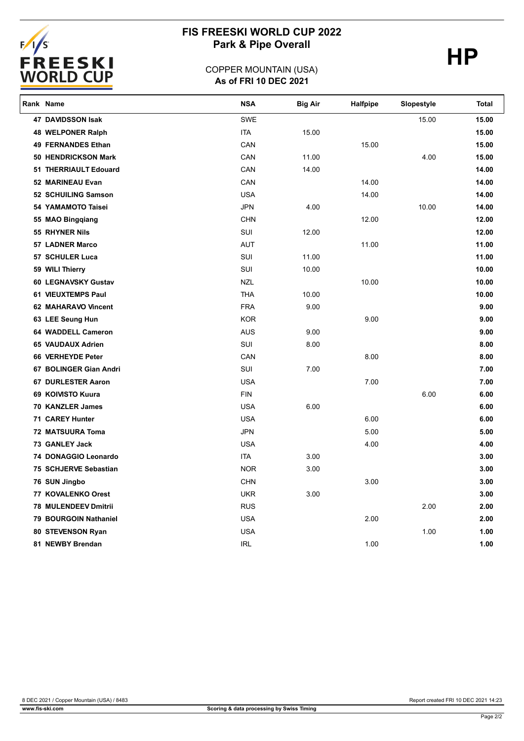# FIS FREESKI WORLD CUP 2022
## Park & Pipe Overall

COPPER MOUNTAIN (USA)
**As of FRI 10 DEC 2021**

**HP**

| Rank | Name | NSA | Big Air | Halfpipe | Slopestyle | Total |
|---|---|---|---|---|---|---|
| 47 | **DAVIDSSON Isak** | SWE | | | 15.00 | **15.00** |
| 48 | **WELPONER Ralph** | ITA | 15.00 | | | **15.00** |
| 49 | **FERNANDES Ethan** | CAN | | 15.00 | | **15.00** |
| 50 | **HENDRICKSON Mark** | CAN | 11.00 | | 4.00 | **15.00** |
| 51 | **THERRIAULT Edouard** | CAN | 14.00 | | | **14.00** |
| 52 | **MARINEAU Evan** | CAN | | 14.00 | | **14.00** |
| 52 | **SCHUILING Samson** | USA | | 14.00 | | **14.00** |
| 54 | **YAMAMOTO Taisei** | JPN | 4.00 | | 10.00 | **14.00** |
| 55 | **MAO Bingqiang** | CHN | | 12.00 | | **12.00** |
| 55 | **RHYNER Nils** | SUI | 12.00 | | | **12.00** |
| 57 | **LADNER Marco** | AUT | | 11.00 | | **11.00** |
| 57 | **SCHULER Luca** | SUI | 11.00 | | | **11.00** |
| 59 | **WILI Thierry** | SUI | 10.00 | | | **10.00** |
| 60 | **LEGNAVSKY Gustav** | NZL | | 10.00 | | **10.00** |
| 61 | **VIEUXTEMPS Paul** | THA | 10.00 | | | **10.00** |
| 62 | **MAHARAVO Vincent** | FRA | 9.00 | | | **9.00** |
| 63 | **LEE Seung Hun** | KOR | | 9.00 | | **9.00** |
| 64 | **WADDELL Cameron** | AUS | 9.00 | | | **9.00** |
| 65 | **VAUDAUX Adrien** | SUI | 8.00 | | | **8.00** |
| 66 | **VERHEYDE Peter** | CAN | | 8.00 | | **8.00** |
| 67 | **BOLINGER Gian Andri** | SUI | 7.00 | | | **7.00** |
| 67 | **DURLESTER Aaron** | USA | | 7.00 | | **7.00** |
| 69 | **KOIVISTO Kuura** | FIN | | | 6.00 | **6.00** |
| 70 | **KANZLER James** | USA | 6.00 | | | **6.00** |
| 71 | **CAREY Hunter** | USA | | 6.00 | | **6.00** |
| 72 | **MATSUURA Toma** | JPN | | 5.00 | | **5.00** |
| 73 | **GANLEY Jack** | USA | | 4.00 | | **4.00** |
| 74 | **DONAGGIO Leonardo** | ITA | 3.00 | | | **3.00** |
| 75 | **SCHJERVE Sebastian** | NOR | 3.00 | | | **3.00** |
| 76 | **SUN Jingbo** | CHN | | 3.00 | | **3.00** |
| 77 | **KOVALENKO Orest** | UKR | 3.00 | | | **3.00** |
| 78 | **MULENDEEV Dmitrii** | RUS | | | 2.00 | **2.00** |
| 79 | **BOURGOIN Nathaniel** | USA | | 2.00 | | **2.00** |
| 80 | **STEVENSON Ryan** | USA | | | 1.00 | **1.00** |
| 81 | **NEWBY Brendan** | IRL | | 1.00 | | **1.00** |

8 DEC 2021 / Copper Mountain (USA) / 8483 — Report created FRI 10 DEC 2021 14:23

www.fis-ski.com — Scoring & data processing by Swiss Timing